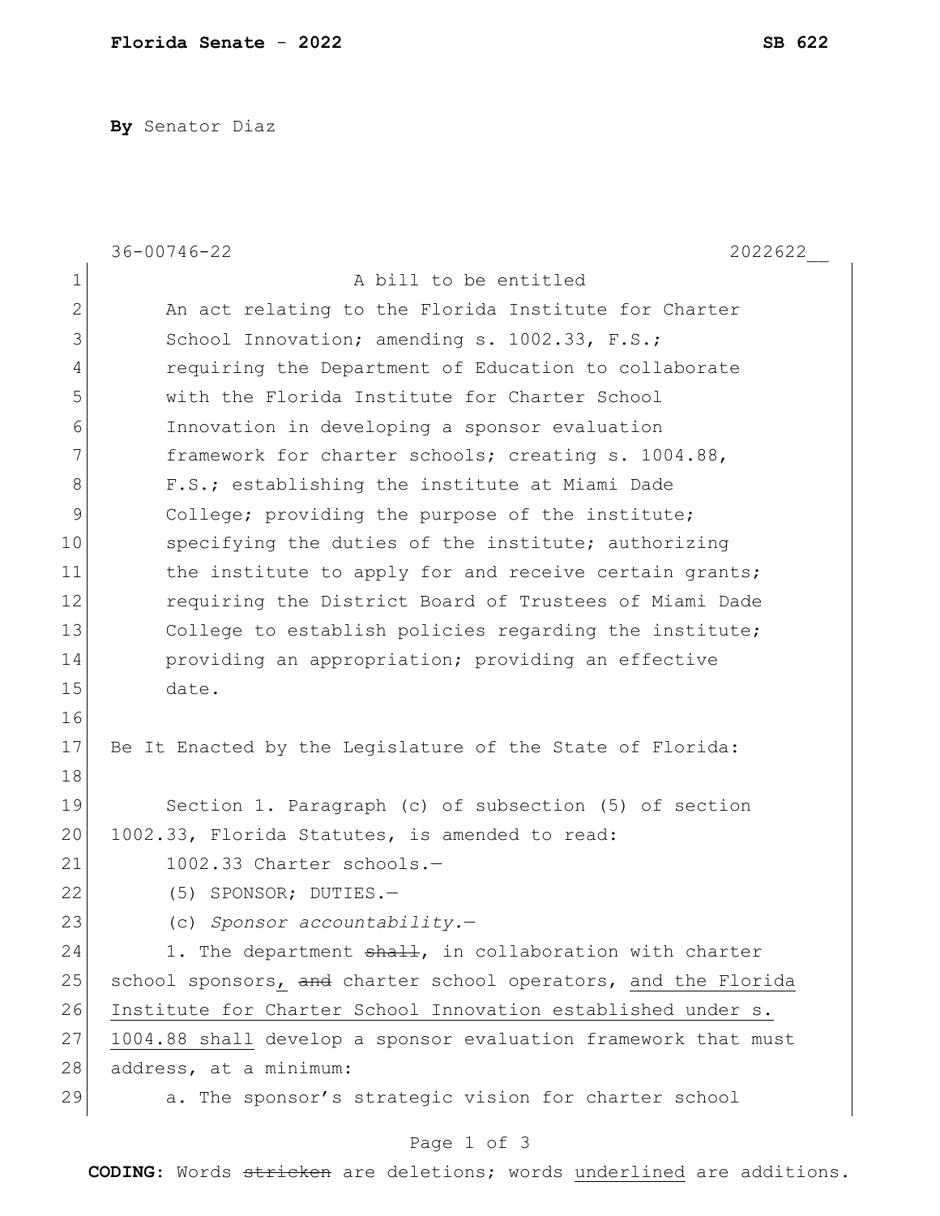**Florida Senate** - 2022 **SB 622**

**By** Senator Diaz

36-00746-22 2022622__

A bill to be entitled

An act relating to the Florida Institute for Charter School Innovation; amending s. 1002.33, F.S.; requiring the Department of Education to collaborate with the Florida Institute for Charter School Innovation in developing a sponsor evaluation framework for charter schools; creating s. 1004.88, F.S.; establishing the institute at Miami Dade College; providing the purpose of the institute; specifying the duties of the institute; authorizing the institute to apply for and receive certain grants; requiring the District Board of Trustees of Miami Dade College to establish policies regarding the institute; providing an appropriation; providing an effective date.

Be It Enacted by the Legislature of the State of Florida:

Section 1. Paragraph (c) of subsection (5) of section 1002.33, Florida Statutes, is amended to read:

1002.33 Charter schools.—

(5) SPONSOR; DUTIES.—

(c) *Sponsor accountability.*—

1. The department ~~shall~~, in collaboration with charter school sponsors<u>,</u> ~~and~~ charter school operators, <u>and the Florida Institute for Charter School Innovation established under s. 1004.88 shall</u> develop a sponsor evaluation framework that must address, at a minimum:

a. The sponsor's strategic vision for charter school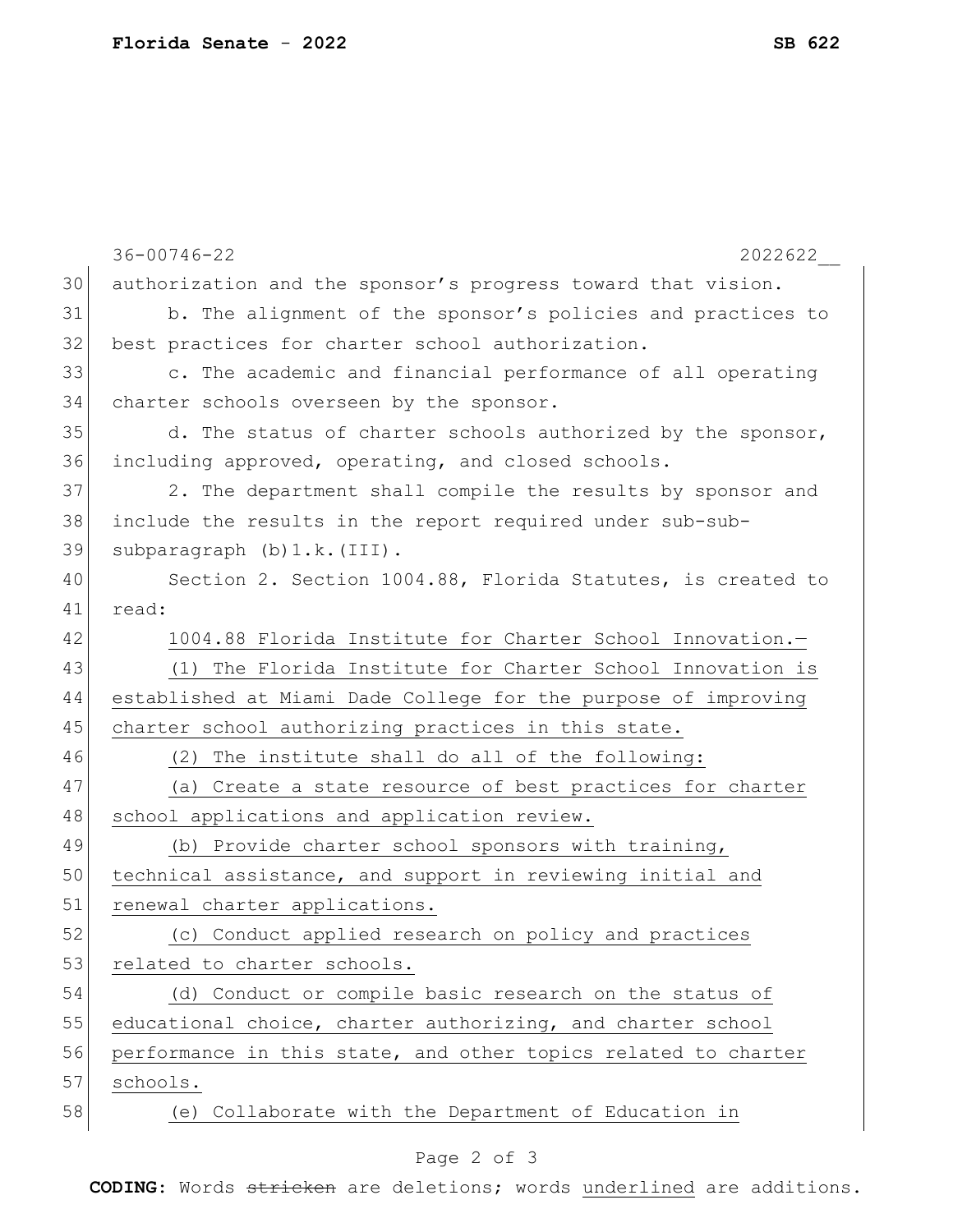authorization and the sponsor's progress toward that vision.

b. The alignment of the sponsor's policies and practices to best practices for charter school authorization.

c. The academic and financial performance of all operating charter schools overseen by the sponsor.

d. The status of charter schools authorized by the sponsor, including approved, operating, and closed schools.

2. The department shall compile the results by sponsor and include the results in the report required under sub-sub-subparagraph (b)1.k.(III).

Section 2. Section 1004.88, Florida Statutes, is created to read:

1004.88 Florida Institute for Charter School Innovation.—

(1) The Florida Institute for Charter School Innovation is established at Miami Dade College for the purpose of improving charter school authorizing practices in this state.

(2) The institute shall do all of the following:

(a) Create a state resource of best practices for charter school applications and application review.

(b) Provide charter school sponsors with training, technical assistance, and support in reviewing initial and renewal charter applications.

(c) Conduct applied research on policy and practices related to charter schools.

(d) Conduct or compile basic research on the status of educational choice, charter authorizing, and charter school performance in this state, and other topics related to charter schools.

(e) Collaborate with the Department of Education in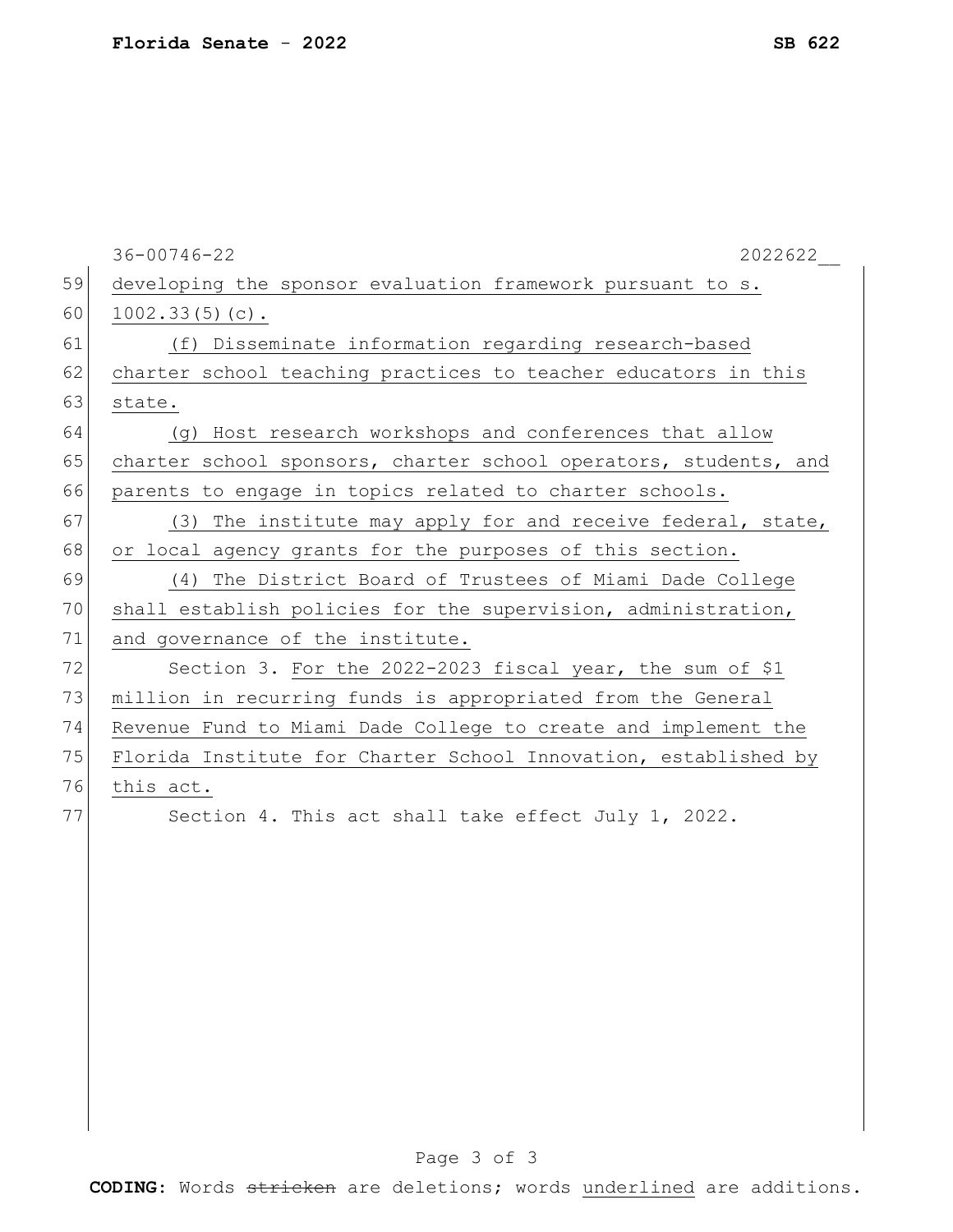developing the sponsor evaluation framework pursuant to s. 1002.33(5)(c).

(f) Disseminate information regarding research-based charter school teaching practices to teacher educators in this state.

(g) Host research workshops and conferences that allow charter school sponsors, charter school operators, students, and parents to engage in topics related to charter schools.

(3) The institute may apply for and receive federal, state, or local agency grants for the purposes of this section.

(4) The District Board of Trustees of Miami Dade College shall establish policies for the supervision, administration, and governance of the institute.

Section 3. For the 2022-2023 fiscal year, the sum of $1 million in recurring funds is appropriated from the General Revenue Fund to Miami Dade College to create and implement the Florida Institute for Charter School Innovation, established by this act.

Section 4. This act shall take effect July 1, 2022.